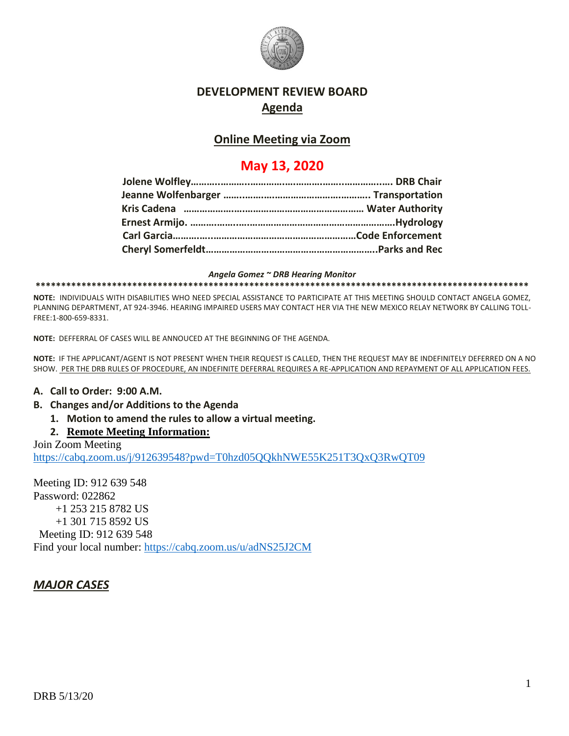# DEVELOPMENT REVIEW BOARD

## Agenda

## Online Meeting via Zoom

## May 13, 2020

**Jolene Wolfley……………………………………………………………… DRB Chair**
**Jeanne Wolfenbarger ……………………………………………… Transportation**
**Kris Cadena ………………………………………………………… Water Authority**
**Ernest Armijo. ……………………………………………………………Hydrology**
**Carl Garcia…………………………………………………………Code Enforcement**
**Cheryl Somerfeldt………………………………………………………..Parks and Rec**

***Angela Gomez ~ DRB Hearing Monitor***

****************************************************************************************************

**NOTE:** INDIVIDUALS WITH DISABILITIES WHO NEED SPECIAL ASSISTANCE TO PARTICIPATE AT THIS MEETING SHOULD CONTACT ANGELA GOMEZ, PLANNING DEPARTMENT, AT 924-3946. HEARING IMPAIRED USERS MAY CONTACT HER VIA THE NEW MEXICO RELAY NETWORK BY CALLING TOLL-FREE:1-800-659-8331.

**NOTE:** DEFFERRAL OF CASES WILL BE ANNOUCED AT THE BEGINNING OF THE AGENDA.

**NOTE:** IF THE APPLICANT/AGENT IS NOT PRESENT WHEN THEIR REQUEST IS CALLED, THEN THE REQUEST MAY BE INDEFINITELY DEFERRED ON A NO SHOW. PER THE DRB RULES OF PROCEDURE, AN INDEFINITE DEFERRAL REQUIRES A RE-APPLICATION AND REPAYMENT OF ALL APPLICATION FEES.

**A. Call to Order: 9:00 A.M.**

**B. Changes and/or Additions to the Agenda**

1. **Motion to amend the rules to allow a virtual meeting.**
2. **Remote Meeting Information:**

Join Zoom Meeting
https://cabq.zoom.us/j/912639548?pwd=T0hzd05QQkhNWE55K251T3QxQ3RwQT09

Meeting ID: 912 639 548
Password: 022862
+1 253 215 8782 US
+1 301 715 8592 US
Meeting ID: 912 639 548
Find your local number: https://cabq.zoom.us/u/adNS25J2CM

## *MAJOR CASES*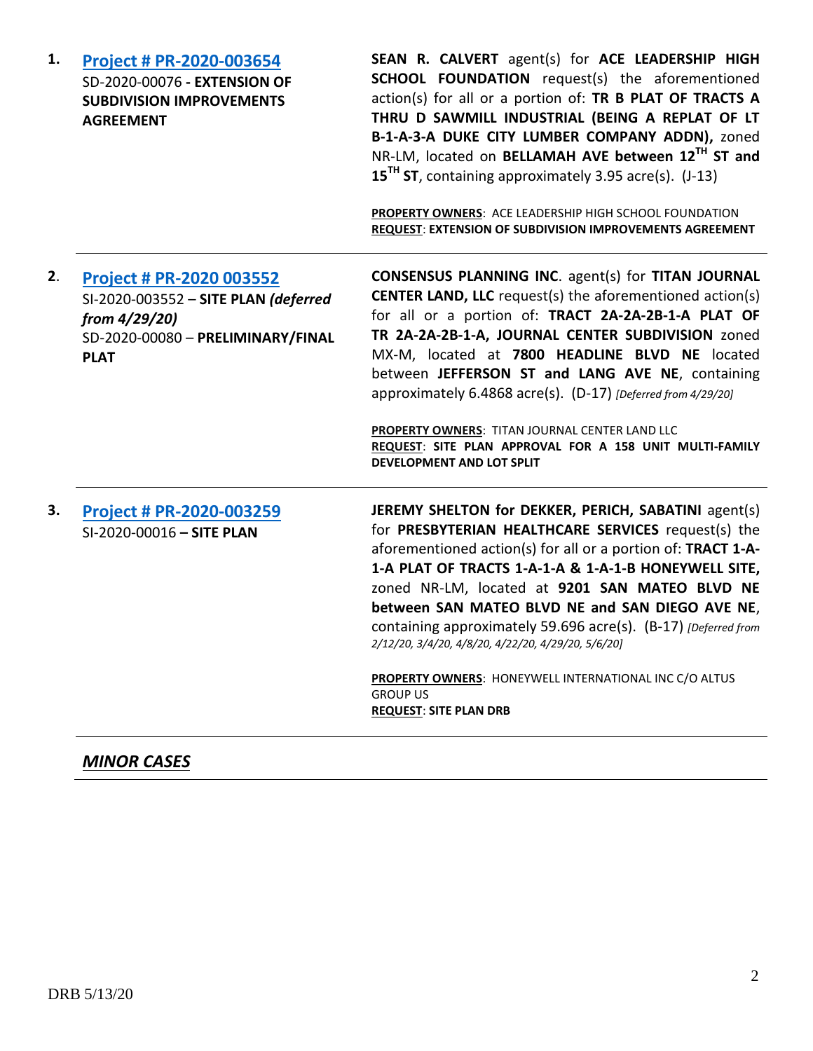1. **Project # PR-2020-003654**
SD-2020-00076 **- EXTENSION OF SUBDIVISION IMPROVEMENTS AGREEMENT**

**SEAN R. CALVERT** agent(s) for **ACE LEADERSHIP HIGH SCHOOL FOUNDATION** request(s) the aforementioned action(s) for all or a portion of: **TR B PLAT OF TRACTS A THRU D SAWMILL INDUSTRIAL (BEING A REPLAT OF LT B-1-A-3-A DUKE CITY LUMBER COMPANY ADDN),** zoned NR-LM, located on **BELLAMAH AVE between 12TH ST and 15TH ST**, containing approximately 3.95 acre(s). (J-13)

**PROPERTY OWNERS**: ACE LEADERSHIP HIGH SCHOOL FOUNDATION
**REQUEST**: **EXTENSION OF SUBDIVISION IMPROVEMENTS AGREEMENT**

---

2. **Project # PR-2020 003552**
SI-2020-003552 – **SITE PLAN *(deferred from 4/29/20)***
SD-2020-00080 – **PRELIMINARY/FINAL PLAT**

**CONSENSUS PLANNING INC**. agent(s) for **TITAN JOURNAL CENTER LAND, LLC** request(s) the aforementioned action(s) for all or a portion of: **TRACT 2A-2A-2B-1-A PLAT OF TR 2A-2A-2B-1-A, JOURNAL CENTER SUBDIVISION** zoned MX-M, located at **7800 HEADLINE BLVD NE** located between **JEFFERSON ST and LANG AVE NE**, containing approximately 6.4868 acre(s). (D-17) *[Deferred from 4/29/20]*

**PROPERTY OWNERS**: TITAN JOURNAL CENTER LAND LLC
**REQUEST**: **SITE PLAN APPROVAL FOR A 158 UNIT MULTI-FAMILY DEVELOPMENT AND LOT SPLIT**

---

3. **Project # PR-2020-003259**
SI-2020-00016 **– SITE PLAN**

**JEREMY SHELTON for DEKKER, PERICH, SABATINI** agent(s) for **PRESBYTERIAN HEALTHCARE SERVICES** request(s) the aforementioned action(s) for all or a portion of: **TRACT 1-A-1-A PLAT OF TRACTS 1-A-1-A & 1-A-1-B HONEYWELL SITE,** zoned NR-LM, located at **9201 SAN MATEO BLVD NE between SAN MATEO BLVD NE and SAN DIEGO AVE NE**, containing approximately 59.696 acre(s). (B-17) *[Deferred from 2/12/20, 3/4/20, 4/8/20, 4/22/20, 4/29/20, 5/6/20]*

**PROPERTY OWNERS**: HONEYWELL INTERNATIONAL INC C/O ALTUS GROUP US
**REQUEST**: **SITE PLAN DRB**

---

***MINOR CASES***

---

DRB 5/13/20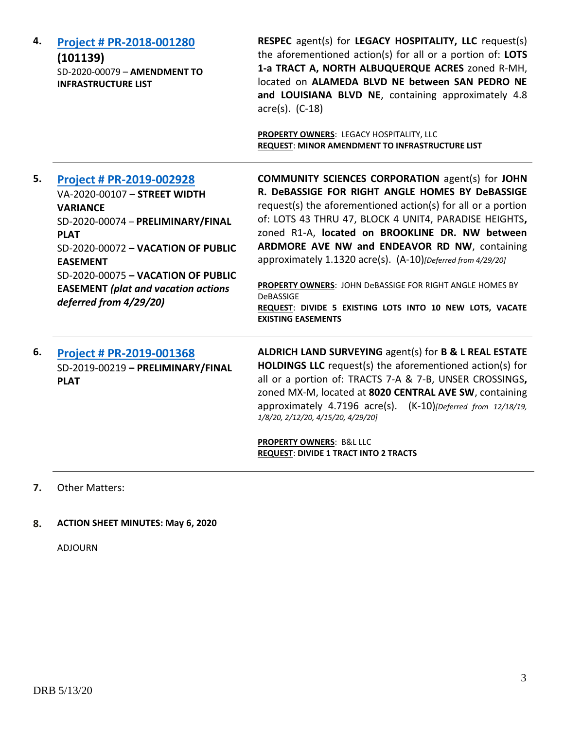**4.** **[Project # PR-2018-001280](#)**
**(101139)**
SD-2020-00079 – **AMENDMENT TO INFRASTRUCTURE LIST**

**RESPEC** agent(s) for **LEGACY HOSPITALITY, LLC** request(s) the aforementioned action(s) for all or a portion of: **LOTS 1-a TRACT A, NORTH ALBUQUERQUE ACRES** zoned R-MH, located on **ALAMEDA BLVD NE between SAN PEDRO NE and LOUISIANA BLVD NE**, containing approximately 4.8 acre(s). (C-18)

**PROPERTY OWNERS**: LEGACY HOSPITALITY, LLC
**REQUEST**: **MINOR AMENDMENT TO INFRASTRUCTURE LIST**

---

**5.** **[Project # PR-2019-002928](#)**
VA-2020-00107 – **STREET WIDTH VARIANCE**
SD-2020-00074 – **PRELIMINARY/FINAL PLAT**
SD-2020-00072 **– VACATION OF PUBLIC EASEMENT**
SD-2020-00075 **– VACATION OF PUBLIC EASEMENT** ***(plat and vacation actions deferred from 4/29/20)***

**COMMUNITY SCIENCES CORPORATION** agent(s) for **JOHN R. DeBASSIGE FOR RIGHT ANGLE HOMES BY DeBASSIGE** request(s) the aforementioned action(s) for all or a portion of: LOTS 43 THRU 47, BLOCK 4 UNIT4, PARADISE HEIGHTS**,** zoned R1-A, **located on BROOKLINE DR. NW between ARDMORE AVE NW and ENDEAVOR RD NW**, containing approximately 1.1320 acre(s). (A-10)*[Deferred from 4/29/20]*

**PROPERTY OWNERS**: JOHN DeBASSIGE FOR RIGHT ANGLE HOMES BY DeBASSIGE
**REQUEST**: **DIVIDE 5 EXISTING LOTS INTO 10 NEW LOTS, VACATE EXISTING EASEMENTS**

---

**6.** **[Project # PR-2019-001368](#)**
SD-2019-00219 **– PRELIMINARY/FINAL PLAT**

**ALDRICH LAND SURVEYING** agent(s) for **B & L REAL ESTATE HOLDINGS LLC** request(s) the aforementioned action(s) for all or a portion of: TRACTS 7-A & 7-B, UNSER CROSSINGS**,** zoned MX-M, located at **8020 CENTRAL AVE SW**, containing approximately 4.7196 acre(s). (K-10)*[Deferred from 12/18/19, 1/8/20, 2/12/20, 4/15/20, 4/29/20]*

**PROPERTY OWNERS**: B&L LLC
**REQUEST**: **DIVIDE 1 TRACT INTO 2 TRACTS**

---

**7.** Other Matters:

**8.** **ACTION SHEET MINUTES: May 6, 2020**

ADJOURN

DRB 5/13/20